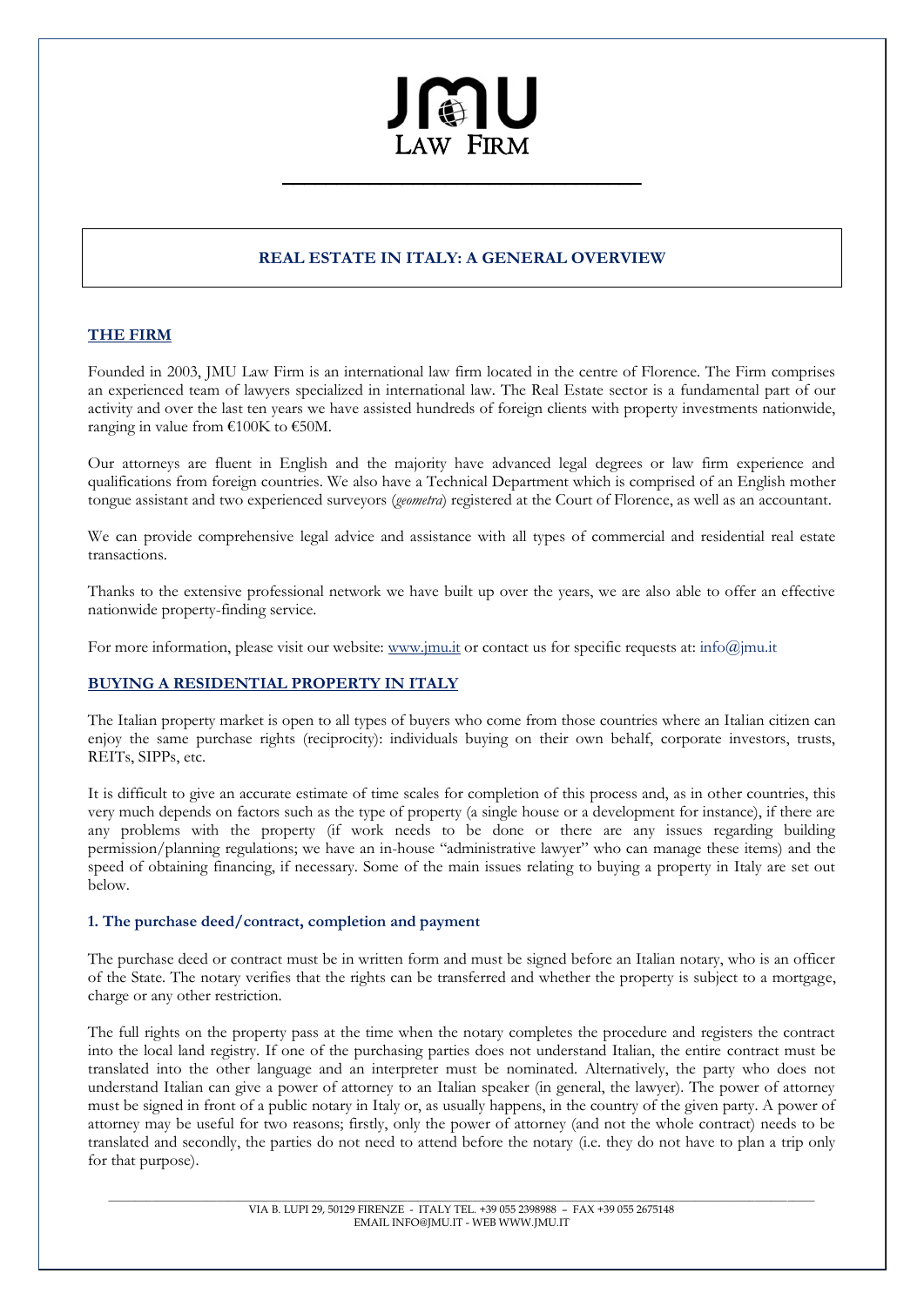# REAL ESTATE IN ITALY: A GENERAL OVERVIEW

## THE FIRM

Founded in 2003, JMU Law Firm is an international law firm located in the centre of Florence. The Firm comprises an experienced team of lawyers specialized in international law. The Real Estate sector is a fundamental part of our activity and over the last ten years we have assisted hundreds of foreign clients with property investments nationwide, ranging in value from €100K to €50M.

Our attorneys are fluent in English and the majority have advanced legal degrees or law firm experience and qualifications from foreign countries. We also have a Technical Department which is comprised of an English mother tongue assistant and two experienced surveyors (*geometra*) registered at the Court of Florence, as well as an accountant.

We can provide comprehensive legal advice and assistance with all types of commercial and residential real estate transactions.

Thanks to the extensive professional network we have built up over the years, we are also able to offer an effective nationwide property-finding service.

For more information, please visit our website: www.jmu.it or contact us for specific requests at: info@jmu.it

## BUYING A RESIDENTIAL PROPERTY IN ITALY

The Italian property market is open to all types of buyers who come from those countries where an Italian citizen can enjoy the same purchase rights (reciprocity): individuals buying on their own behalf, corporate investors, trusts, REITs, SIPPs, etc.

It is difficult to give an accurate estimate of time scales for completion of this process and, as in other countries, this very much depends on factors such as the type of property (a single house or a development for instance), if there are any problems with the property (if work needs to be done or there are any issues regarding building permission/planning regulations; we have an in-house "administrative lawyer" who can manage these items) and the speed of obtaining financing, if necessary. Some of the main issues relating to buying a property in Italy are set out below.

### 1. The purchase deed/contract, completion and payment

The purchase deed or contract must be in written form and must be signed before an Italian notary, who is an officer of the State. The notary verifies that the rights can be transferred and whether the property is subject to a mortgage, charge or any other restriction.

The full rights on the property pass at the time when the notary completes the procedure and registers the contract into the local land registry. If one of the purchasing parties does not understand Italian, the entire contract must be translated into the other language and an interpreter must be nominated. Alternatively, the party who does not understand Italian can give a power of attorney to an Italian speaker (in general, the lawyer). The power of attorney must be signed in front of a public notary in Italy or, as usually happens, in the country of the given party. A power of attorney may be useful for two reasons; firstly, only the power of attorney (and not the whole contract) needs to be translated and secondly, the parties do not need to attend before the notary (i.e. they do not have to plan a trip only for that purpose).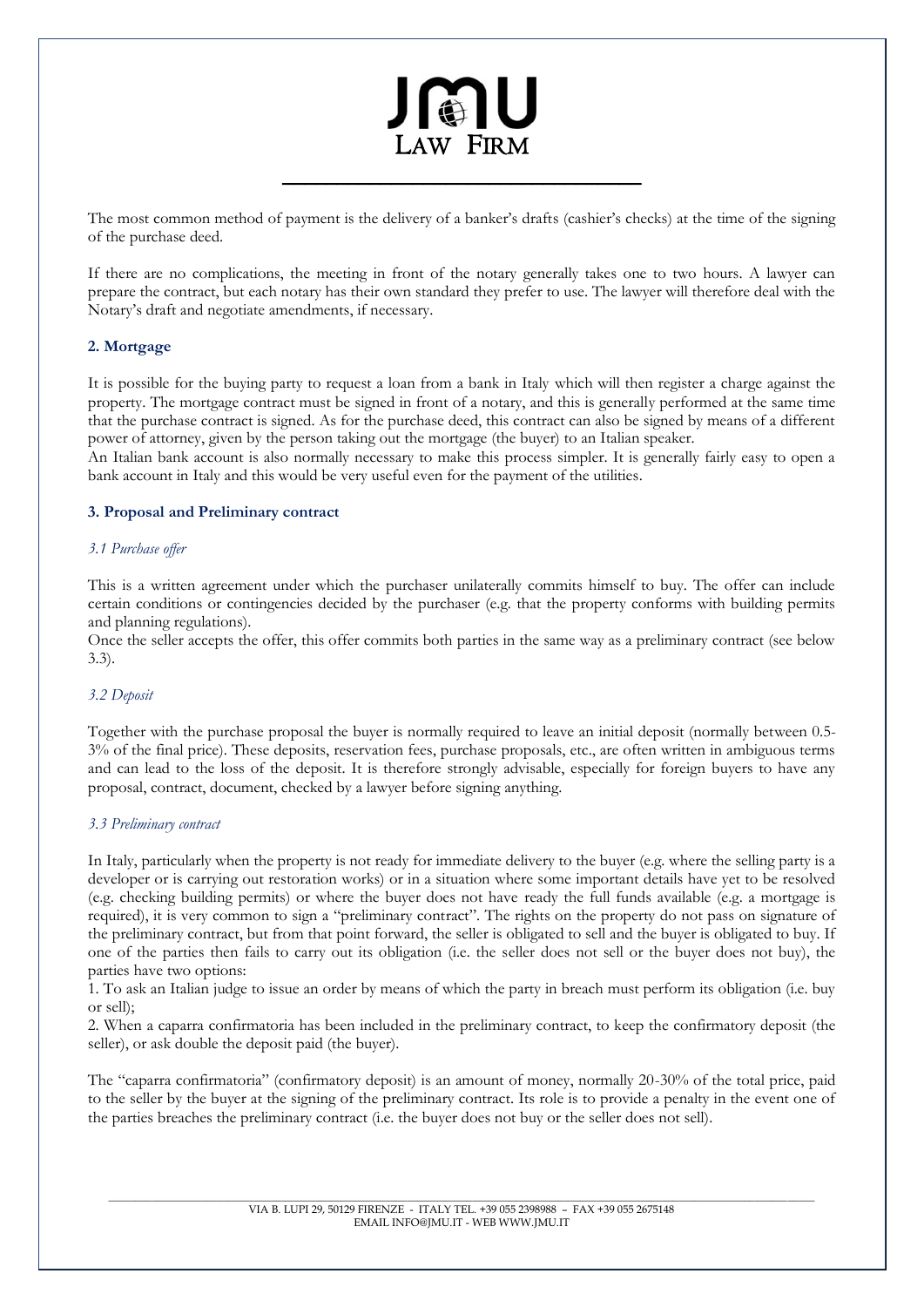The most common method of payment is the delivery of a banker's drafts (cashier's checks) at the time of the signing of the purchase deed.

If there are no complications, the meeting in front of the notary generally takes one to two hours. A lawyer can prepare the contract, but each notary has their own standard they prefer to use. The lawyer will therefore deal with the Notary's draft and negotiate amendments, if necessary.

## 2. Mortgage

It is possible for the buying party to request a loan from a bank in Italy which will then register a charge against the property. The mortgage contract must be signed in front of a notary, and this is generally performed at the same time that the purchase contract is signed. As for the purchase deed, this contract can also be signed by means of a different power of attorney, given by the person taking out the mortgage (the buyer) to an Italian speaker.
An Italian bank account is also normally necessary to make this process simpler. It is generally fairly easy to open a bank account in Italy and this would be very useful even for the payment of the utilities.

## 3. Proposal and Preliminary contract

### *3.1 Purchase offer*

This is a written agreement under which the purchaser unilaterally commits himself to buy. The offer can include certain conditions or contingencies decided by the purchaser (e.g. that the property conforms with building permits and planning regulations).
Once the seller accepts the offer, this offer commits both parties in the same way as a preliminary contract (see below 3.3).

### *3.2 Deposit*

Together with the purchase proposal the buyer is normally required to leave an initial deposit (normally between 0.5-3% of the final price). These deposits, reservation fees, purchase proposals, etc., are often written in ambiguous terms and can lead to the loss of the deposit. It is therefore strongly advisable, especially for foreign buyers to have any proposal, contract, document, checked by a lawyer before signing anything.

### *3.3 Preliminary contract*

In Italy, particularly when the property is not ready for immediate delivery to the buyer (e.g. where the selling party is a developer or is carrying out restoration works) or in a situation where some important details have yet to be resolved (e.g. checking building permits) or where the buyer does not have ready the full funds available (e.g. a mortgage is required), it is very common to sign a "preliminary contract". The rights on the property do not pass on signature of the preliminary contract, but from that point forward, the seller is obligated to sell and the buyer is obligated to buy. If one of the parties then fails to carry out its obligation (i.e. the seller does not sell or the buyer does not buy), the parties have two options:

1. To ask an Italian judge to issue an order by means of which the party in breach must perform its obligation (i.e. buy or sell);
2. When a caparra confirmatoria has been included in the preliminary contract, to keep the confirmatory deposit (the seller), or ask double the deposit paid (the buyer).

The "caparra confirmatoria" (confirmatory deposit) is an amount of money, normally 20-30% of the total price, paid to the seller by the buyer at the signing of the preliminary contract. Its role is to provide a penalty in the event one of the parties breaches the preliminary contract (i.e. the buyer does not buy or the seller does not sell).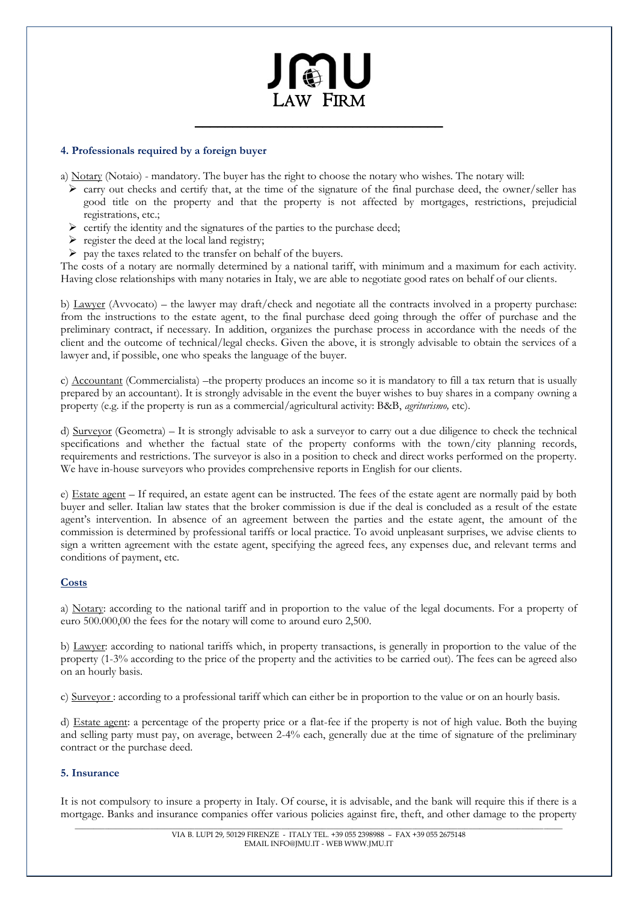### 4. Professionals required by a foreign buyer

a) <u>Notary</u> (Notaio) - mandatory. The buyer has the right to choose the notary who wishes. The notary will:

- carry out checks and certify that, at the time of the signature of the final purchase deed, the owner/seller has good title on the property and that the property is not affected by mortgages, restrictions, prejudicial registrations, etc.;
- certify the identity and the signatures of the parties to the purchase deed;
- register the deed at the local land registry;
- pay the taxes related to the transfer on behalf of the buyers.

The costs of a notary are normally determined by a national tariff, with minimum and a maximum for each activity. Having close relationships with many notaries in Italy, we are able to negotiate good rates on behalf of our clients.

b) <u>Lawyer</u> (Avvocato) – the lawyer may draft/check and negotiate all the contracts involved in a property purchase: from the instructions to the estate agent, to the final purchase deed going through the offer of purchase and the preliminary contract, if necessary. In addition, organizes the purchase process in accordance with the needs of the client and the outcome of technical/legal checks. Given the above, it is strongly advisable to obtain the services of a lawyer and, if possible, one who speaks the language of the buyer.

c) <u>Accountant</u> (Commercialista) –the property produces an income so it is mandatory to fill a tax return that is usually prepared by an accountant). It is strongly advisable in the event the buyer wishes to buy shares in a company owning a property (e.g. if the property is run as a commercial/agricultural activity: B&B, *agriturismo,* etc).

d) <u>Surveyor</u> (Geometra) – It is strongly advisable to ask a surveyor to carry out a due diligence to check the technical specifications and whether the factual state of the property conforms with the town/city planning records, requirements and restrictions. The surveyor is also in a position to check and direct works performed on the property. We have in-house surveyors who provides comprehensive reports in English for our clients.

e) <u>Estate agent</u> – If required, an estate agent can be instructed. The fees of the estate agent are normally paid by both buyer and seller. Italian law states that the broker commission is due if the deal is concluded as a result of the estate agent's intervention. In absence of an agreement between the parties and the estate agent, the amount of the commission is determined by professional tariffs or local practice. To avoid unpleasant surprises, we advise clients to sign a written agreement with the estate agent, specifying the agreed fees, any expenses due, and relevant terms and conditions of payment, etc.

#### <u>Costs</u>

a) <u>Notary</u>: according to the national tariff and in proportion to the value of the legal documents. For a property of euro 500.000,00 the fees for the notary will come to around euro 2,500.

b) <u>Lawyer</u>: according to national tariffs which, in property transactions, is generally in proportion to the value of the property (1-3% according to the price of the property and the activities to be carried out). The fees can be agreed also on an hourly basis.

c) <u>Surveyor</u> : according to a professional tariff which can either be in proportion to the value or on an hourly basis.

d) <u>Estate agent</u>: a percentage of the property price or a flat-fee if the property is not of high value. Both the buying and selling party must pay, on average, between 2-4% each, generally due at the time of signature of the preliminary contract or the purchase deed.

### 5. Insurance

It is not compulsory to insure a property in Italy. Of course, it is advisable, and the bank will require this if there is a mortgage. Banks and insurance companies offer various policies against fire, theft, and other damage to the property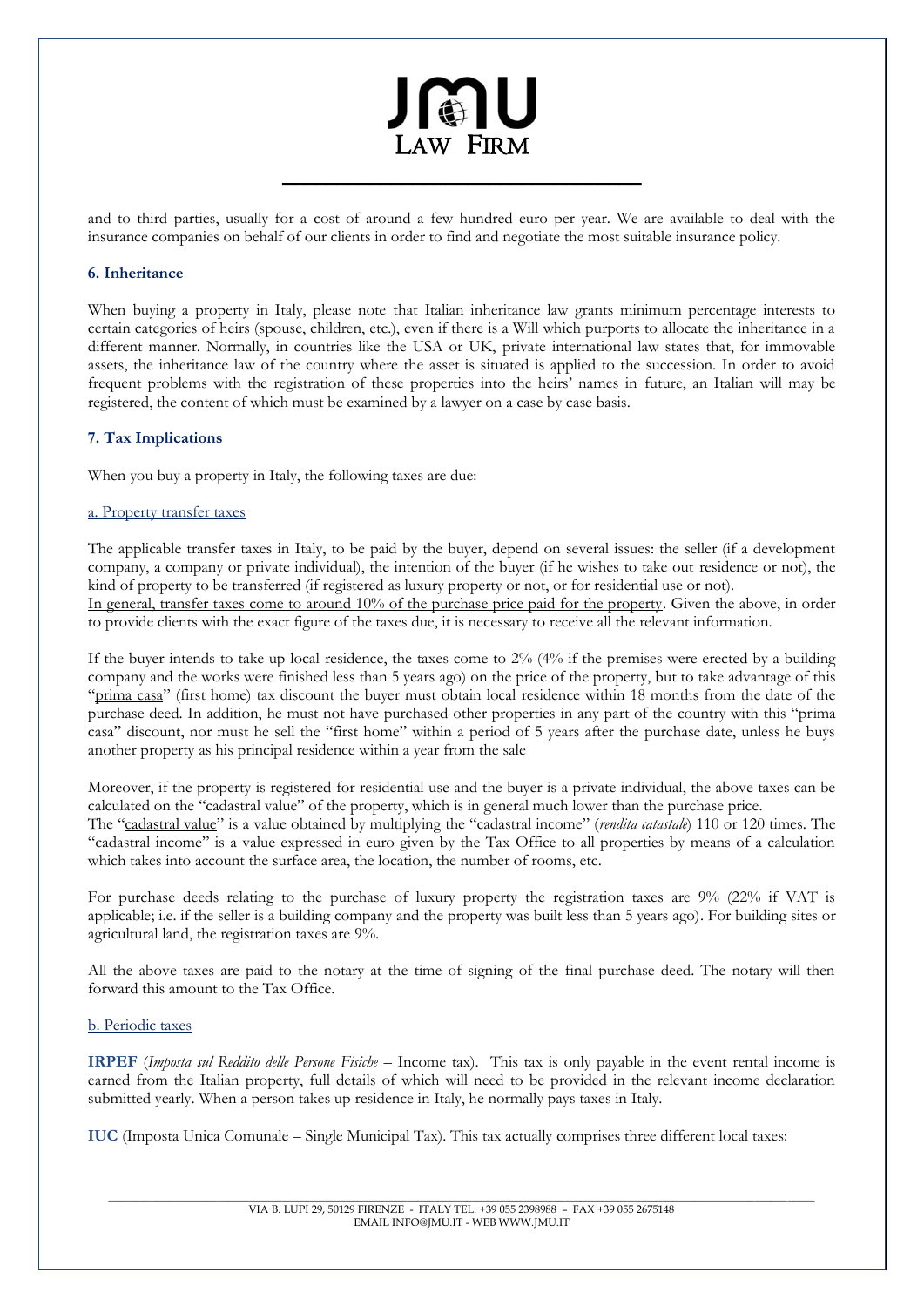and to third parties, usually for a cost of around a few hundred euro per year. We are available to deal with the insurance companies on behalf of our clients in order to find and negotiate the most suitable insurance policy.

### 6. Inheritance

When buying a property in Italy, please note that Italian inheritance law grants minimum percentage interests to certain categories of heirs (spouse, children, etc.), even if there is a Will which purports to allocate the inheritance in a different manner. Normally, in countries like the USA or UK, private international law states that, for immovable assets, the inheritance law of the country where the asset is situated is applied to the succession. In order to avoid frequent problems with the registration of these properties into the heirs' names in future, an Italian will may be registered, the content of which must be examined by a lawyer on a case by case basis.

### 7. Tax Implications

When you buy a property in Italy, the following taxes are due:

#### a. Property transfer taxes

The applicable transfer taxes in Italy, to be paid by the buyer, depend on several issues: the seller (if a development company, a company or private individual), the intention of the buyer (if he wishes to take out residence or not), the kind of property to be transferred (if registered as luxury property or not, or for residential use or not).
In general, transfer taxes come to around 10% of the purchase price paid for the property. Given the above, in order to provide clients with the exact figure of the taxes due, it is necessary to receive all the relevant information.

If the buyer intends to take up local residence, the taxes come to 2% (4% if the premises were erected by a building company and the works were finished less than 5 years ago) on the price of the property, but to take advantage of this "prima casa" (first home) tax discount the buyer must obtain local residence within 18 months from the date of the purchase deed. In addition, he must not have purchased other properties in any part of the country with this "prima casa" discount, nor must he sell the "first home" within a period of 5 years after the purchase date, unless he buys another property as his principal residence within a year from the sale

Moreover, if the property is registered for residential use and the buyer is a private individual, the above taxes can be calculated on the "cadastral value" of the property, which is in general much lower than the purchase price.
The "cadastral value" is a value obtained by multiplying the "cadastral income" (*rendita catastale*) 110 or 120 times. The "cadastral income" is a value expressed in euro given by the Tax Office to all properties by means of a calculation which takes into account the surface area, the location, the number of rooms, etc.

For purchase deeds relating to the purchase of luxury property the registration taxes are 9% (22% if VAT is applicable; i.e. if the seller is a building company and the property was built less than 5 years ago). For building sites or agricultural land, the registration taxes are 9%.

All the above taxes are paid to the notary at the time of signing of the final purchase deed. The notary will then forward this amount to the Tax Office.

#### b. Periodic taxes

**IRPEF** (*Imposta sul Reddito delle Persone Fisiche* – Income tax). This tax is only payable in the event rental income is earned from the Italian property, full details of which will need to be provided in the relevant income declaration submitted yearly. When a person takes up residence in Italy, he normally pays taxes in Italy.

**IUC** (Imposta Unica Comunale – Single Municipal Tax). This tax actually comprises three different local taxes: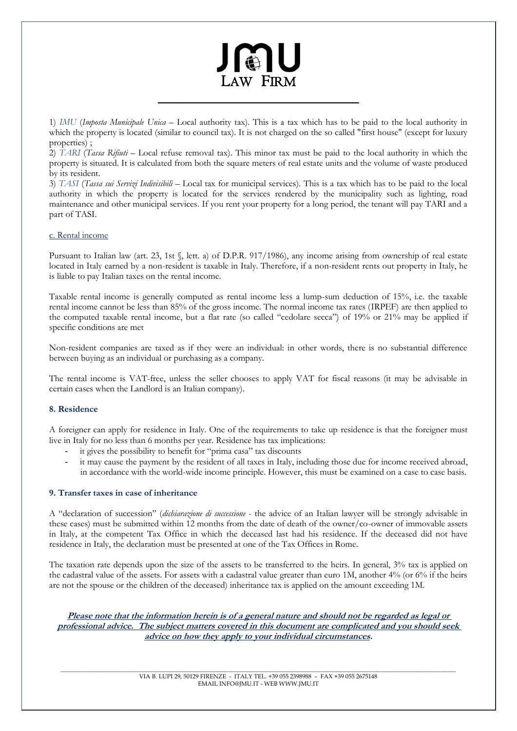1) *IMU* (*Imposta Municipale Unica* – Local authority tax). This is a tax which has to be paid to the local authority in which the property is located (similar to council tax). It is not charged on the so called "first house" (except for luxury properties) ;

2) *TARI* (*Tassa Rifiuti* – Local refuse removal tax). This minor tax must be paid to the local authority in which the property is situated. It is calculated from both the square meters of real estate units and the volume of waste produced by its resident.

3) *TASI* (*Tassa sui Servizi Indivisibili* – Local tax for municipal services). This is a tax which has to be paid to the local authority in which the property is located for the services rendered by the municipality such as lighting, road maintenance and other municipal services. If you rent your property for a long period, the tenant will pay TARI and a part of TASI.

#### c. Rental income

Pursuant to Italian law (art. 23, 1st §, lett. a) of D.P.R. 917/1986), any income arising from ownership of real estate located in Italy earned by a non-resident is taxable in Italy. Therefore, if a non-resident rents out property in Italy, he is liable to pay Italian taxes on the rental income.

Taxable rental income is generally computed as rental income less a lump-sum deduction of 15%, i.e. the taxable rental income cannot be less than 85% of the gross income. The normal income tax rates (IRPEF) are then applied to the computed taxable rental income, but a flat rate (so called "cedolare secca") of 19% or 21% may be applied if specific conditions are met

Non-resident companies are taxed as if they were an individual: in other words, there is no substantial difference between buying as an individual or purchasing as a company.

The rental income is VAT-free, unless the seller chooses to apply VAT for fiscal reasons (it may be advisable in certain cases when the Landlord is an Italian company).

## 8. Residence

A foreigner can apply for residence in Italy. One of the requirements to take up residence is that the foreigner must live in Italy for no less than 6 months per year. Residence has tax implications:

- it gives the possibility to benefit for "prima casa" tax discounts
- it may cause the payment by the resident of all taxes in Italy, including those due for income received abroad, in accordance with the world-wide income principle. However, this must be examined on a case to case basis.

## 9. Transfer taxes in case of inheritance

A "declaration of succession" (*dichiarazione di successione* - the advice of an Italian lawyer will be strongly advisable in these cases) must be submitted within 12 months from the date of death of the owner/co-owner of immovable assets in Italy, at the competent Tax Office in which the deceased last had his residence. If the deceased did not have residence in Italy, the declaration must be presented at one of the Tax Offices in Rome.

The taxation rate depends upon the size of the assets to be transferred to the heirs. In general, 3% tax is applied on the cadastral value of the assets. For assets with a cadastral value greater than euro 1M, another 4% (or 6% if the heirs are not the spouse or the children of the deceased) inheritance tax is applied on the amount exceeding 1M.

***Please note that the information herein is of a general nature and should not be regarded as legal or professional advice. The subject matters covered in this document are complicated and you should seek advice on how they apply to your individual circumstances.***